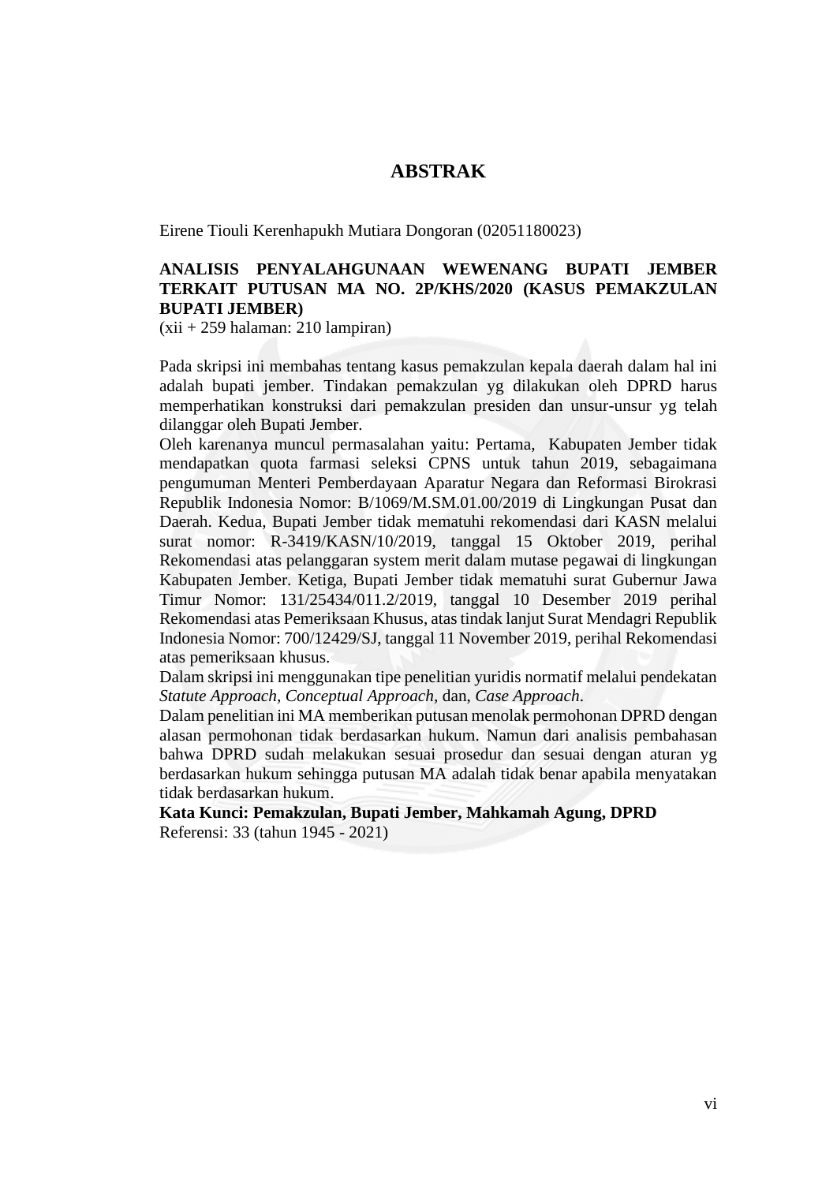# ABSTRAK

Eirene Tiouli Kerenhapukh Mutiara Dongoran (02051180023)

**ANALISIS PENYALAHGUNAAN WEWENANG BUPATI JEMBER TERKAIT PUTUSAN MA NO. 2P/KHS/2020 (KASUS PEMAKZULAN BUPATI JEMBER)**
(xii + 259 halaman: 210 lampiran)

Pada skripsi ini membahas tentang kasus pemakzulan kepala daerah dalam hal ini adalah bupati jember. Tindakan pemakzulan yg dilakukan oleh DPRD harus memperhatikan konstruksi dari pemakzulan presiden dan unsur-unsur yg telah dilanggar oleh Bupati Jember.
Oleh karenanya muncul permasalahan yaitu: Pertama, Kabupaten Jember tidak mendapatkan quota farmasi seleksi CPNS untuk tahun 2019, sebagaimana pengumuman Menteri Pemberdayaan Aparatur Negara dan Reformasi Birokrasi Republik Indonesia Nomor: B/1069/M.SM.01.00/2019 di Lingkungan Pusat dan Daerah. Kedua, Bupati Jember tidak mematuhi rekomendasi dari KASN melalui surat nomor: R-3419/KASN/10/2019, tanggal 15 Oktober 2019, perihal Rekomendasi atas pelanggaran system merit dalam mutase pegawai di lingkungan Kabupaten Jember. Ketiga, Bupati Jember tidak mematuhi surat Gubernur Jawa Timur Nomor: 131/25434/011.2/2019, tanggal 10 Desember 2019 perihal Rekomendasi atas Pemeriksaan Khusus, atas tindak lanjut Surat Mendagri Republik Indonesia Nomor: 700/12429/SJ, tanggal 11 November 2019, perihal Rekomendasi atas pemeriksaan khusus.
Dalam skripsi ini menggunakan tipe penelitian yuridis normatif melalui pendekatan *Statute Approach, Conceptual Approach,* dan, *Case Approach*.
Dalam penelitian ini MA memberikan putusan menolak permohonan DPRD dengan alasan permohonan tidak berdasarkan hukum. Namun dari analisis pembahasan bahwa DPRD sudah melakukan sesuai prosedur dan sesuai dengan aturan yg berdasarkan hukum sehingga putusan MA adalah tidak benar apabila menyatakan tidak berdasarkan hukum.
**Kata Kunci: Pemakzulan, Bupati Jember, Mahkamah Agung, DPRD**
Referensi: 33 (tahun 1945 - 2021)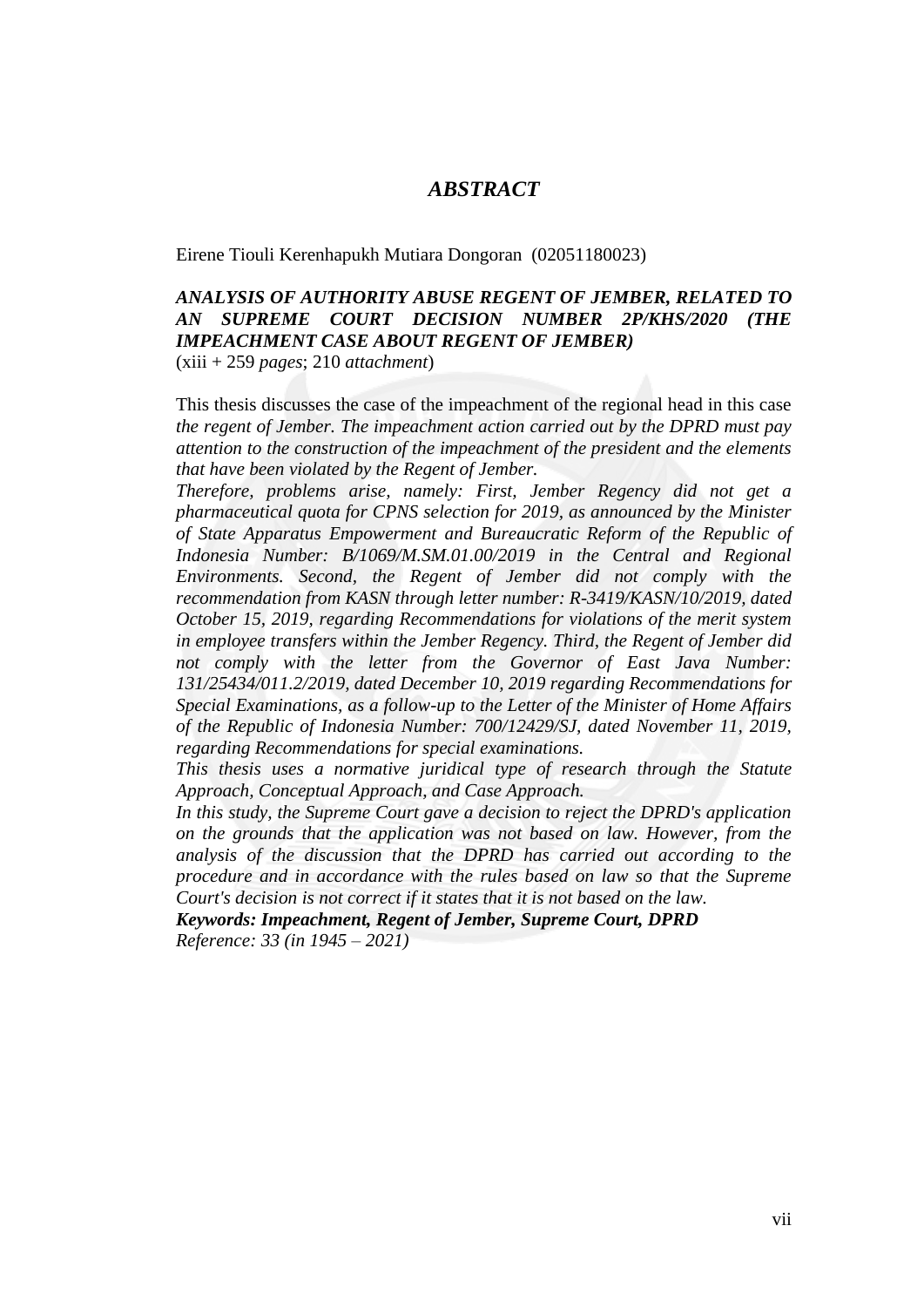# *ABSTRACT*

Eirene Tiouli Kerenhapukh Mutiara Dongoran (02051180023)

***ANALYSIS OF AUTHORITY ABUSE REGENT OF JEMBER, RELATED TO AN SUPREME COURT DECISION NUMBER 2P/KHS/2020 (THE IMPEACHMENT CASE ABOUT REGENT OF JEMBER)***

(xiii + 259 *pages*; 210 *attachment*)

This thesis discusses the case of the impeachment of the regional head in this case *the regent of Jember. The impeachment action carried out by the DPRD must pay attention to the construction of the impeachment of the president and the elements that have been violated by the Regent of Jember.*

*Therefore, problems arise, namely: First, Jember Regency did not get a pharmaceutical quota for CPNS selection for 2019, as announced by the Minister of State Apparatus Empowerment and Bureaucratic Reform of the Republic of Indonesia Number: B/1069/M.SM.01.00/2019 in the Central and Regional Environments. Second, the Regent of Jember did not comply with the recommendation from KASN through letter number: R-3419/KASN/10/2019, dated October 15, 2019, regarding Recommendations for violations of the merit system in employee transfers within the Jember Regency. Third, the Regent of Jember did not comply with the letter from the Governor of East Java Number: 131/25434/011.2/2019, dated December 10, 2019 regarding Recommendations for Special Examinations, as a follow-up to the Letter of the Minister of Home Affairs of the Republic of Indonesia Number: 700/12429/SJ, dated November 11, 2019, regarding Recommendations for special examinations.*

*This thesis uses a normative juridical type of research through the Statute Approach, Conceptual Approach, and Case Approach.*

*In this study, the Supreme Court gave a decision to reject the DPRD's application on the grounds that the application was not based on law. However, from the analysis of the discussion that the DPRD has carried out according to the procedure and in accordance with the rules based on law so that the Supreme Court's decision is not correct if it states that it is not based on the law.*

***Keywords: Impeachment, Regent of Jember, Supreme Court, DPRD***

*Reference: 33 (in 1945 – 2021)*